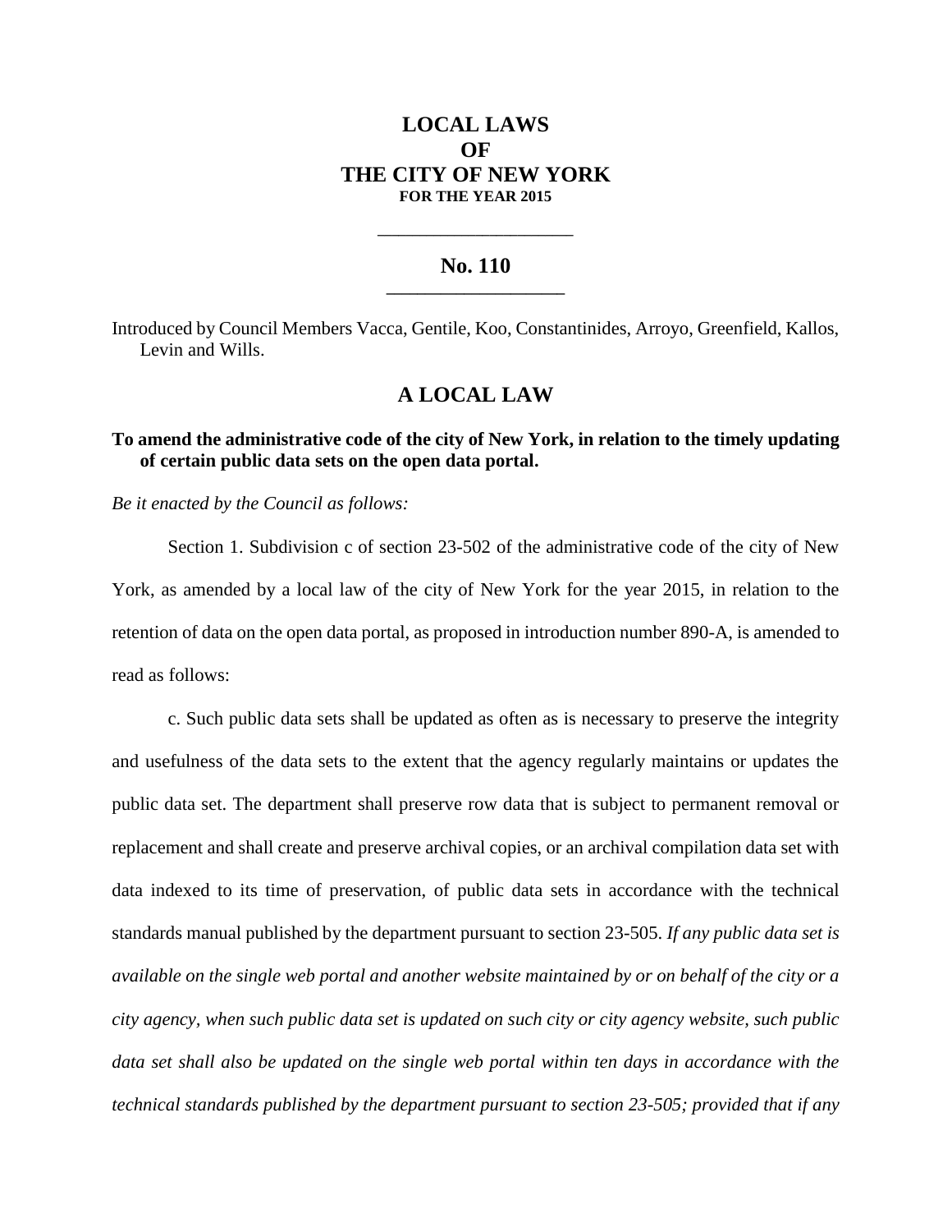# LOCAL LAWS
# OF
# THE CITY OF NEW YORK
**FOR THE YEAR 2015**

---

## No. 110

---

Introduced by Council Members Vacca, Gentile, Koo, Constantinides, Arroyo, Greenfield, Kallos, Levin and Wills.

## A LOCAL LAW

**To amend the administrative code of the city of New York, in relation to the timely updating of certain public data sets on the open data portal.**

*Be it enacted by the Council as follows:*

Section 1. Subdivision c of section 23-502 of the administrative code of the city of New York, as amended by a local law of the city of New York for the year 2015, in relation to the retention of data on the open data portal, as proposed in introduction number 890-A, is amended to read as follows:

c. Such public data sets shall be updated as often as is necessary to preserve the integrity and usefulness of the data sets to the extent that the agency regularly maintains or updates the public data set. The department shall preserve row data that is subject to permanent removal or replacement and shall create and preserve archival copies, or an archival compilation data set with data indexed to its time of preservation, of public data sets in accordance with the technical standards manual published by the department pursuant to section 23-505. *If any public data set is available on the single web portal and another website maintained by or on behalf of the city or a city agency, when such public data set is updated on such city or city agency website, such public data set shall also be updated on the single web portal within ten days in accordance with the technical standards published by the department pursuant to section 23-505; provided that if any*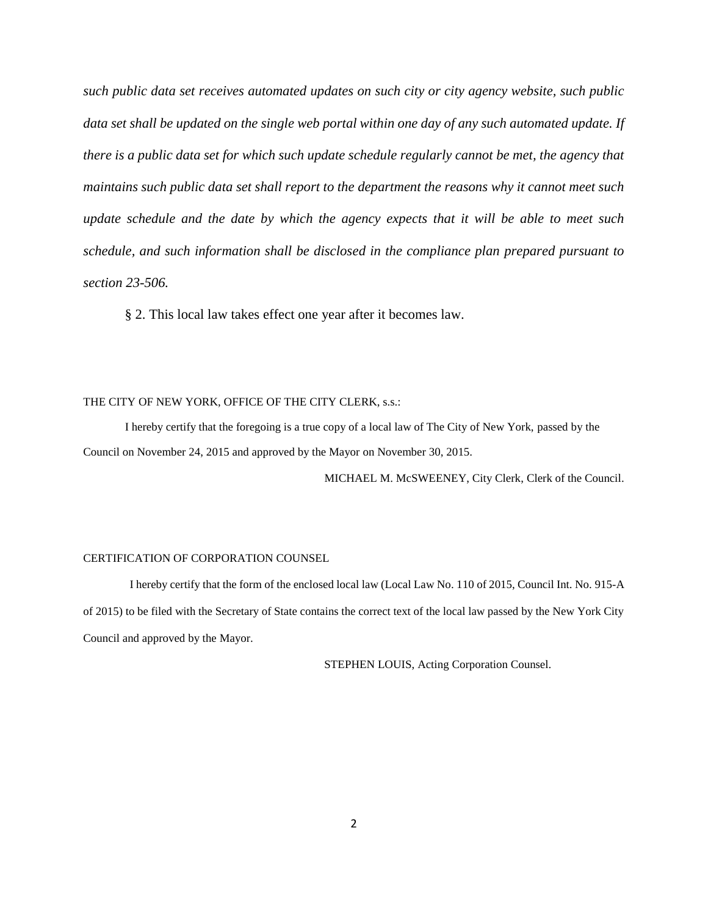*such public data set receives automated updates on such city or city agency website, such public data set shall be updated on the single web portal within one day of any such automated update. If there is a public data set for which such update schedule regularly cannot be met, the agency that maintains such public data set shall report to the department the reasons why it cannot meet such update schedule and the date by which the agency expects that it will be able to meet such schedule, and such information shall be disclosed in the compliance plan prepared pursuant to section 23-506.*

§ 2. This local law takes effect one year after it becomes law.

THE CITY OF NEW YORK, OFFICE OF THE CITY CLERK, s.s.:

I hereby certify that the foregoing is a true copy of a local law of The City of New York, passed by the Council on November 24, 2015 and approved by the Mayor on November 30, 2015.

MICHAEL M. McSWEENEY, City Clerk, Clerk of the Council.

CERTIFICATION OF CORPORATION COUNSEL

I hereby certify that the form of the enclosed local law (Local Law No. 110 of 2015, Council Int. No. 915-A of 2015) to be filed with the Secretary of State contains the correct text of the local law passed by the New York City Council and approved by the Mayor.

STEPHEN LOUIS, Acting Corporation Counsel.